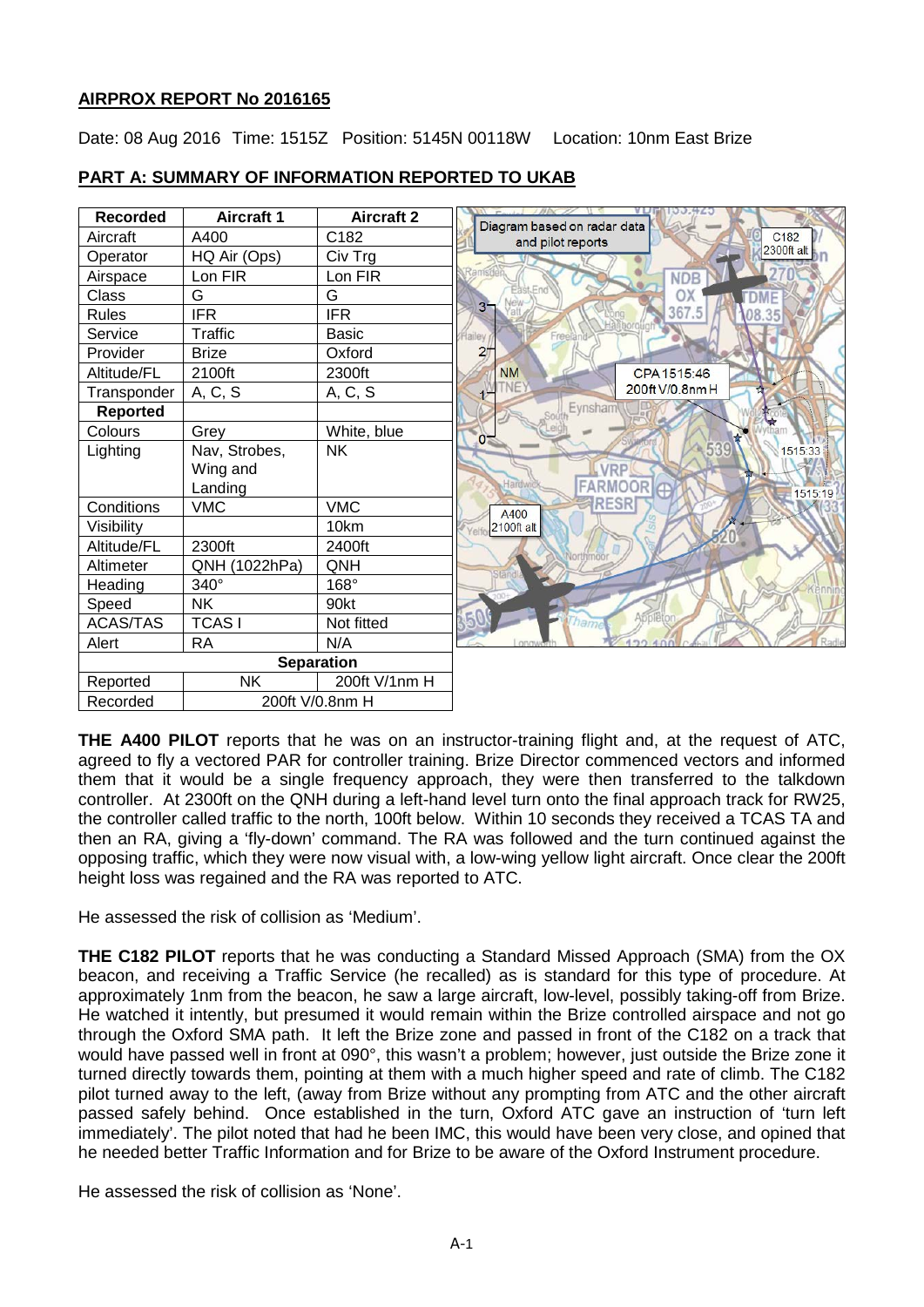## AIRPROX REPORT No 2016165

Date: 08 Aug 2016 Time: 1515Z Position: 5145N 00118W Location: 10nm East Brize

## PART A: SUMMARY OF INFORMATION REPORTED TO UKAB

| Recorded | Aircraft 1 | Aircraft 2 |
|---|---|---|
| Aircraft | A400 | C182 |
| Operator | HQ Air (Ops) | Civ Trg |
| Airspace | Lon FIR | Lon FIR |
| Class | G | G |
| Rules | IFR | IFR |
| Service | Traffic | Basic |
| Provider | Brize | Oxford |
| Altitude/FL | 2100ft | 2300ft |
| Transponder | A, C, S | A, C, S |
| **Reported** | | |
| Colours | Grey | White, blue |
| Lighting | Nav, Strobes, Wing and Landing | NK |
| Conditions | VMC | VMC |
| Visibility | | 10km |
| Altitude/FL | 2300ft | 2400ft |
| Altimeter | QNH (1022hPa) | QNH |
| Heading | 340° | 168° |
| Speed | NK | 90kt |
| ACAS/TAS | TCAS I | Not fitted |
| Alert | RA | N/A |
| **Separation** | | |
| Reported | NK | 200ft V/1nm H |
| Recorded | 200ft V/0.8nm H | |

Diagram based on radar data and pilot reports

**THE A400 PILOT** reports that he was on an instructor-training flight and, at the request of ATC, agreed to fly a vectored PAR for controller training. Brize Director commenced vectors and informed them that it would be a single frequency approach, they were then transferred to the talkdown controller. At 2300ft on the QNH during a left-hand level turn onto the final approach track for RW25, the controller called traffic to the north, 100ft below. Within 10 seconds they received a TCAS TA and then an RA, giving a 'fly-down' command. The RA was followed and the turn continued against the opposing traffic, which they were now visual with, a low-wing yellow light aircraft. Once clear the 200ft height loss was regained and the RA was reported to ATC.

He assessed the risk of collision as 'Medium'.

**THE C182 PILOT** reports that he was conducting a Standard Missed Approach (SMA) from the OX beacon, and receiving a Traffic Service (he recalled) as is standard for this type of procedure. At approximately 1nm from the beacon, he saw a large aircraft, low-level, possibly taking-off from Brize. He watched it intently, but presumed it would remain within the Brize controlled airspace and not go through the Oxford SMA path. It left the Brize zone and passed in front of the C182 on a track that would have passed well in front at 090°, this wasn't a problem; however, just outside the Brize zone it turned directly towards them, pointing at them with a much higher speed and rate of climb. The C182 pilot turned away to the left, (away from Brize without any prompting from ATC and the other aircraft passed safely behind. Once established in the turn, Oxford ATC gave an instruction of 'turn left immediately'. The pilot noted that had he been IMC, this would have been very close, and opined that he needed better Traffic Information and for Brize to be aware of the Oxford Instrument procedure.

He assessed the risk of collision as 'None'.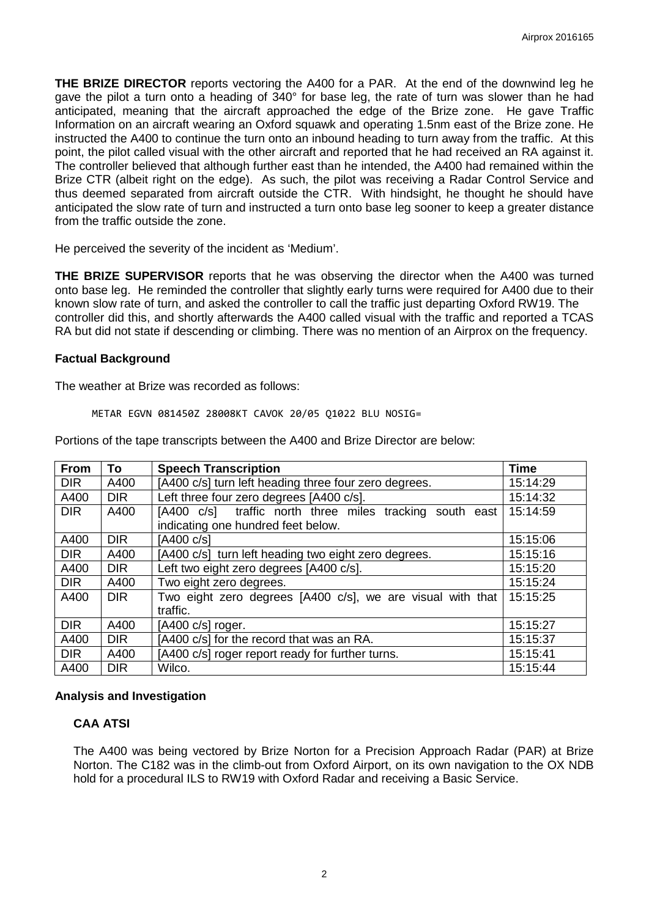**THE BRIZE DIRECTOR** reports vectoring the A400 for a PAR. At the end of the downwind leg he gave the pilot a turn onto a heading of 340° for base leg, the rate of turn was slower than he had anticipated, meaning that the aircraft approached the edge of the Brize zone. He gave Traffic Information on an aircraft wearing an Oxford squawk and operating 1.5nm east of the Brize zone. He instructed the A400 to continue the turn onto an inbound heading to turn away from the traffic. At this point, the pilot called visual with the other aircraft and reported that he had received an RA against it. The controller believed that although further east than he intended, the A400 had remained within the Brize CTR (albeit right on the edge). As such, the pilot was receiving a Radar Control Service and thus deemed separated from aircraft outside the CTR. With hindsight, he thought he should have anticipated the slow rate of turn and instructed a turn onto base leg sooner to keep a greater distance from the traffic outside the zone.

He perceived the severity of the incident as 'Medium'.

**THE BRIZE SUPERVISOR** reports that he was observing the director when the A400 was turned onto base leg. He reminded the controller that slightly early turns were required for A400 due to their known slow rate of turn, and asked the controller to call the traffic just departing Oxford RW19. The controller did this, and shortly afterwards the A400 called visual with the traffic and reported a TCAS RA but did not state if descending or climbing. There was no mention of an Airprox on the frequency.

### Factual Background

The weather at Brize was recorded as follows:

```
METAR EGVN 081450Z 28008KT CAVOK 20/05 Q1022 BLU NOSIG=
```

Portions of the tape transcripts between the A400 and Brize Director are below:

| From | To | Speech Transcription | Time |
|---|---|---|---|
| DIR | A400 | [A400 c/s] turn left heading three four zero degrees. | 15:14:29 |
| A400 | DIR | Left three four zero degrees [A400 c/s]. | 15:14:32 |
| DIR | A400 | [A400 c/s] traffic north three miles tracking south east indicating one hundred feet below. | 15:14:59 |
| A400 | DIR | [A400 c/s] | 15:15:06 |
| DIR | A400 | [A400 c/s] turn left heading two eight zero degrees. | 15:15:16 |
| A400 | DIR | Left two eight zero degrees [A400 c/s]. | 15:15:20 |
| DIR | A400 | Two eight zero degrees. | 15:15:24 |
| A400 | DIR | Two eight zero degrees [A400 c/s], we are visual with that traffic. | 15:15:25 |
| DIR | A400 | [A400 c/s] roger. | 15:15:27 |
| A400 | DIR | [A400 c/s] for the record that was an RA. | 15:15:37 |
| DIR | A400 | [A400 c/s] roger report ready for further turns. | 15:15:41 |
| A400 | DIR | Wilco. | 15:15:44 |

### Analysis and Investigation

#### CAA ATSI

The A400 was being vectored by Brize Norton for a Precision Approach Radar (PAR) at Brize Norton. The C182 was in the climb-out from Oxford Airport, on its own navigation to the OX NDB hold for a procedural ILS to RW19 with Oxford Radar and receiving a Basic Service.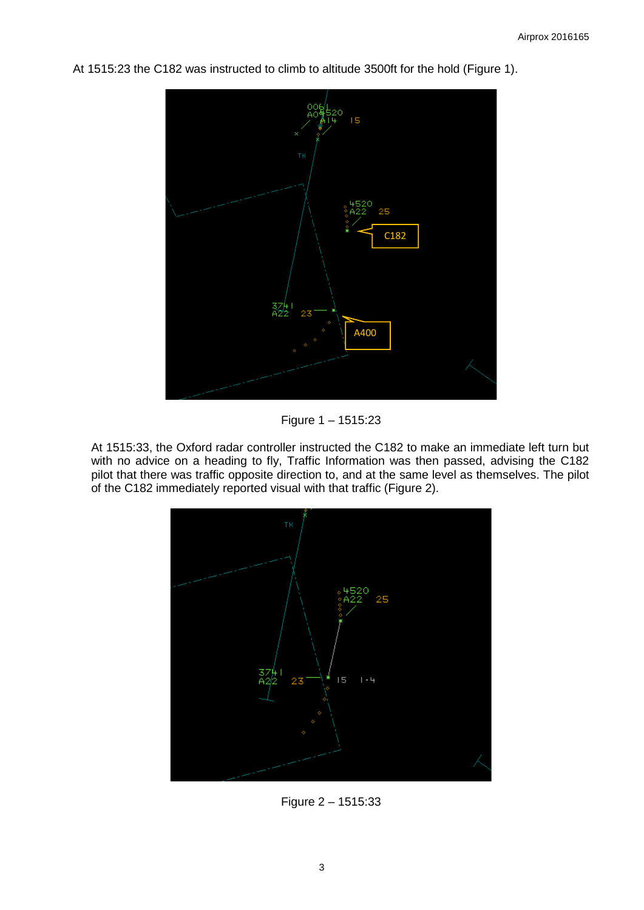At 1515:23 the C182 was instructed to climb to altitude 3500ft for the hold (Figure 1).

Figure 1 – 1515:23

At 1515:33, the Oxford radar controller instructed the C182 to make an immediate left turn but with no advice on a heading to fly, Traffic Information was then passed, advising the C182 pilot that there was traffic opposite direction to, and at the same level as themselves. The pilot of the C182 immediately reported visual with that traffic (Figure 2).

Figure 2 – 1515:33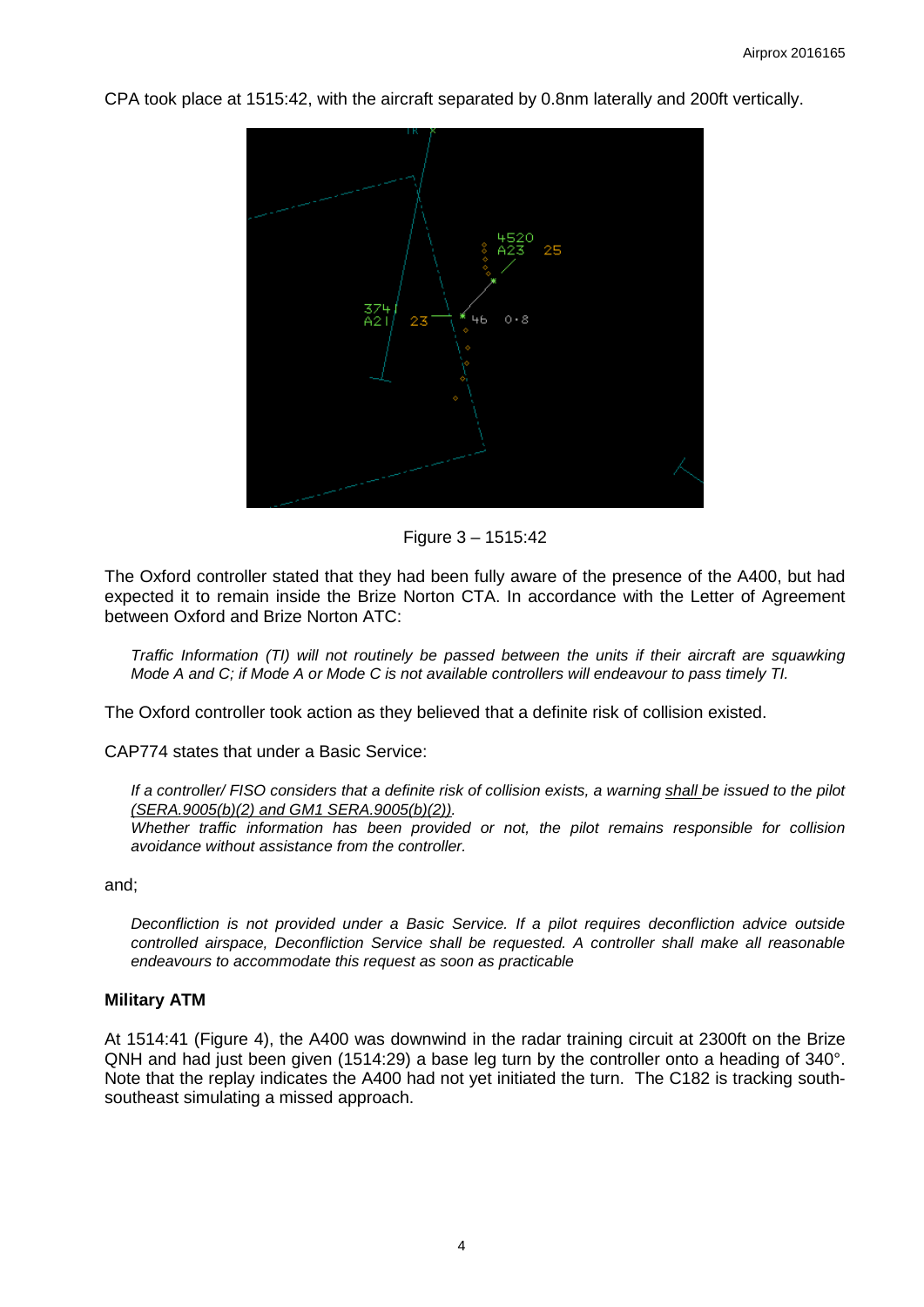CPA took place at 1515:42, with the aircraft separated by 0.8nm laterally and 200ft vertically.

Figure 3 – 1515:42

The Oxford controller stated that they had been fully aware of the presence of the A400, but had expected it to remain inside the Brize Norton CTA. In accordance with the Letter of Agreement between Oxford and Brize Norton ATC:

> *Traffic Information (TI) will not routinely be passed between the units if their aircraft are squawking Mode A and C; if Mode A or Mode C is not available controllers will endeavour to pass timely TI.*

The Oxford controller took action as they believed that a definite risk of collision existed.

CAP774 states that under a Basic Service:

> *If a controller/ FISO considers that a definite risk of collision exists, a warning shall be issued to the pilot (SERA.9005(b)(2) and GM1 SERA.9005(b)(2)).*
> *Whether traffic information has been provided or not, the pilot remains responsible for collision avoidance without assistance from the controller.*

and;

> *Deconfliction is not provided under a Basic Service. If a pilot requires deconfliction advice outside controlled airspace, Deconfliction Service shall be requested. A controller shall make all reasonable endeavours to accommodate this request as soon as practicable*

**Military ATM**

At 1514:41 (Figure 4), the A400 was downwind in the radar training circuit at 2300ft on the Brize QNH and had just been given (1514:29) a base leg turn by the controller onto a heading of 340°. Note that the replay indicates the A400 had not yet initiated the turn. The C182 is tracking south-southeast simulating a missed approach.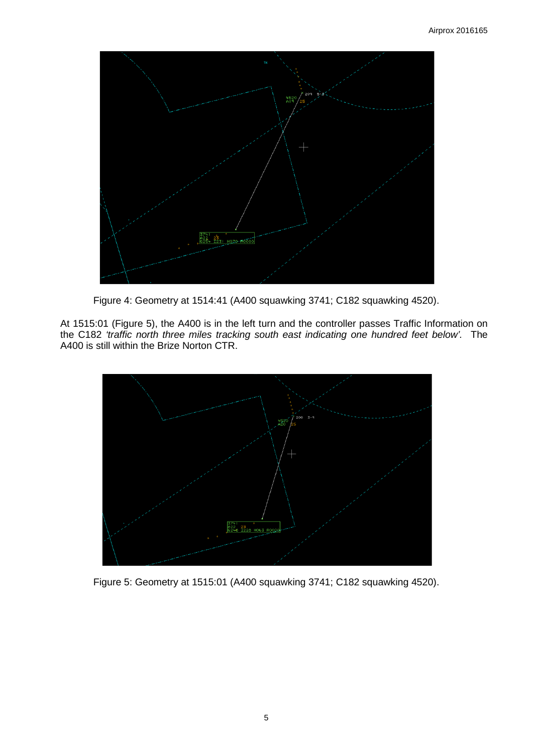Figure 4: Geometry at 1514:41 (A400 squawking 3741; C182 squawking 4520).

At 1515:01 (Figure 5), the A400 is in the left turn and the controller passes Traffic Information on the C182 *'traffic north three miles tracking south east indicating one hundred feet below'.* The A400 is still within the Brize Norton CTR.

Figure 5: Geometry at 1515:01 (A400 squawking 3741; C182 squawking 4520).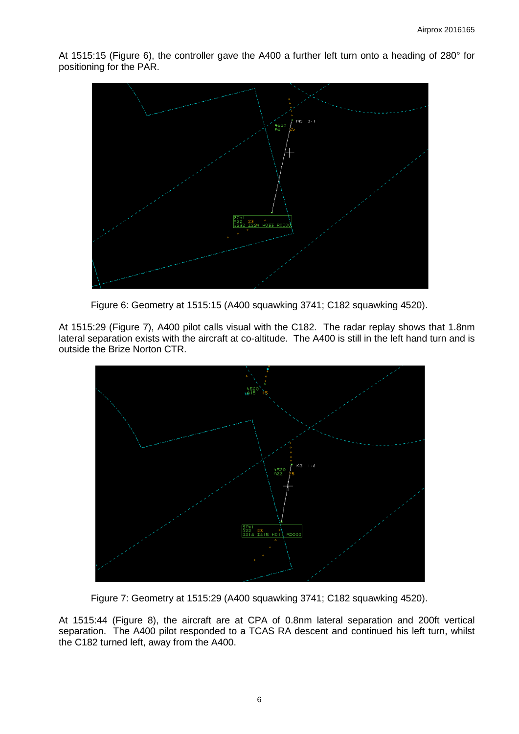At 1515:15 (Figure 6), the controller gave the A400 a further left turn onto a heading of 280° for positioning for the PAR.

Figure 6: Geometry at 1515:15 (A400 squawking 3741; C182 squawking 4520).

At 1515:29 (Figure 7), A400 pilot calls visual with the C182. The radar replay shows that 1.8nm lateral separation exists with the aircraft at co-altitude. The A400 is still in the left hand turn and is outside the Brize Norton CTR.

Figure 7: Geometry at 1515:29 (A400 squawking 3741; C182 squawking 4520).

At 1515:44 (Figure 8), the aircraft are at CPA of 0.8nm lateral separation and 200ft vertical separation. The A400 pilot responded to a TCAS RA descent and continued his left turn, whilst the C182 turned left, away from the A400.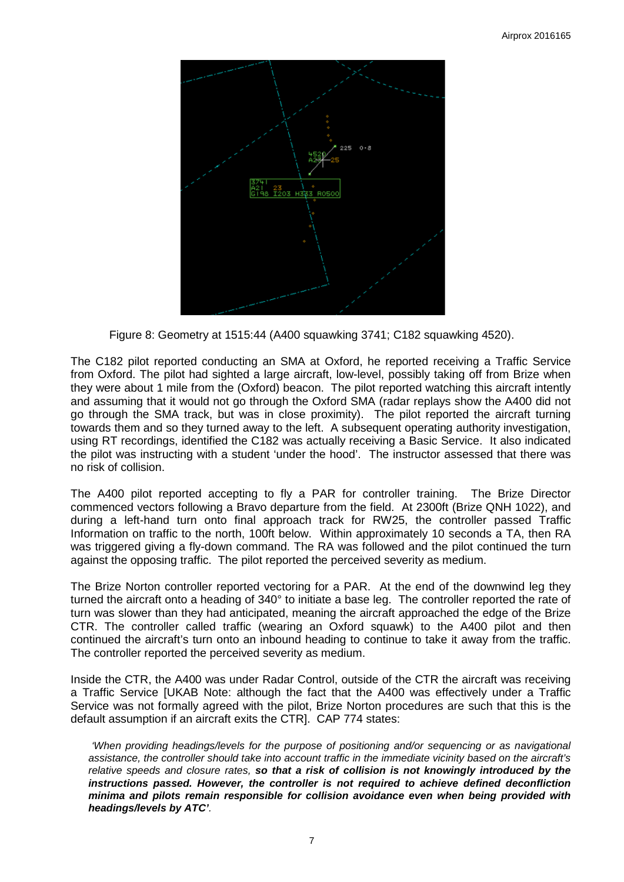Figure 8: Geometry at 1515:44 (A400 squawking 3741; C182 squawking 4520).

The C182 pilot reported conducting an SMA at Oxford, he reported receiving a Traffic Service from Oxford. The pilot had sighted a large aircraft, low-level, possibly taking off from Brize when they were about 1 mile from the (Oxford) beacon. The pilot reported watching this aircraft intently and assuming that it would not go through the Oxford SMA (radar replays show the A400 did not go through the SMA track, but was in close proximity). The pilot reported the aircraft turning towards them and so they turned away to the left. A subsequent operating authority investigation, using RT recordings, identified the C182 was actually receiving a Basic Service. It also indicated the pilot was instructing with a student 'under the hood'. The instructor assessed that there was no risk of collision.

The A400 pilot reported accepting to fly a PAR for controller training. The Brize Director commenced vectors following a Bravo departure from the field. At 2300ft (Brize QNH 1022), and during a left-hand turn onto final approach track for RW25, the controller passed Traffic Information on traffic to the north, 100ft below. Within approximately 10 seconds a TA, then RA was triggered giving a fly-down command. The RA was followed and the pilot continued the turn against the opposing traffic. The pilot reported the perceived severity as medium.

The Brize Norton controller reported vectoring for a PAR. At the end of the downwind leg they turned the aircraft onto a heading of 340° to initiate a base leg. The controller reported the rate of turn was slower than they had anticipated, meaning the aircraft approached the edge of the Brize CTR. The controller called traffic (wearing an Oxford squawk) to the A400 pilot and then continued the aircraft's turn onto an inbound heading to continue to take it away from the traffic. The controller reported the perceived severity as medium.

Inside the CTR, the A400 was under Radar Control, outside of the CTR the aircraft was receiving a Traffic Service [UKAB Note: although the fact that the A400 was effectively under a Traffic Service was not formally agreed with the pilot, Brize Norton procedures are such that this is the default assumption if an aircraft exits the CTR]. CAP 774 states:

> *'When providing headings/levels for the purpose of positioning and/or sequencing or as navigational assistance, the controller should take into account traffic in the immediate vicinity based on the aircraft's relative speeds and closure rates,* ***so that a risk of collision is not knowingly introduced by the instructions passed. However, the controller is not required to achieve defined deconfliction minima and pilots remain responsible for collision avoidance even when being provided with headings/levels by ATC'****.*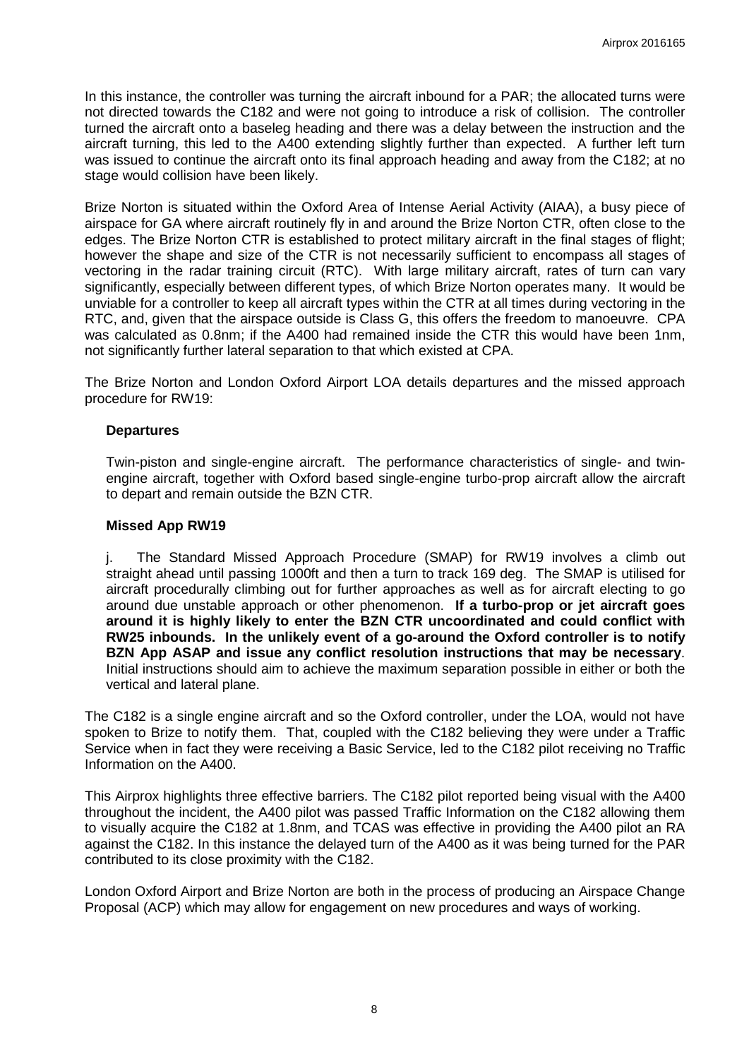In this instance, the controller was turning the aircraft inbound for a PAR; the allocated turns were not directed towards the C182 and were not going to introduce a risk of collision. The controller turned the aircraft onto a baseleg heading and there was a delay between the instruction and the aircraft turning, this led to the A400 extending slightly further than expected. A further left turn was issued to continue the aircraft onto its final approach heading and away from the C182; at no stage would collision have been likely.

Brize Norton is situated within the Oxford Area of Intense Aerial Activity (AIAA), a busy piece of airspace for GA where aircraft routinely fly in and around the Brize Norton CTR, often close to the edges. The Brize Norton CTR is established to protect military aircraft in the final stages of flight; however the shape and size of the CTR is not necessarily sufficient to encompass all stages of vectoring in the radar training circuit (RTC). With large military aircraft, rates of turn can vary significantly, especially between different types, of which Brize Norton operates many. It would be unviable for a controller to keep all aircraft types within the CTR at all times during vectoring in the RTC, and, given that the airspace outside is Class G, this offers the freedom to manoeuvre. CPA was calculated as 0.8nm; if the A400 had remained inside the CTR this would have been 1nm, not significantly further lateral separation to that which existed at CPA.

The Brize Norton and London Oxford Airport LOA details departures and the missed approach procedure for RW19:

**Departures**

Twin-piston and single-engine aircraft. The performance characteristics of single- and twin-engine aircraft, together with Oxford based single-engine turbo-prop aircraft allow the aircraft to depart and remain outside the BZN CTR.

**Missed App RW19**

j. The Standard Missed Approach Procedure (SMAP) for RW19 involves a climb out straight ahead until passing 1000ft and then a turn to track 169 deg. The SMAP is utilised for aircraft procedurally climbing out for further approaches as well as for aircraft electing to go around due unstable approach or other phenomenon. **If a turbo-prop or jet aircraft goes around it is highly likely to enter the BZN CTR uncoordinated and could conflict with RW25 inbounds. In the unlikely event of a go-around the Oxford controller is to notify BZN App ASAP and issue any conflict resolution instructions that may be necessary**. Initial instructions should aim to achieve the maximum separation possible in either or both the vertical and lateral plane.

The C182 is a single engine aircraft and so the Oxford controller, under the LOA, would not have spoken to Brize to notify them. That, coupled with the C182 believing they were under a Traffic Service when in fact they were receiving a Basic Service, led to the C182 pilot receiving no Traffic Information on the A400.

This Airprox highlights three effective barriers. The C182 pilot reported being visual with the A400 throughout the incident, the A400 pilot was passed Traffic Information on the C182 allowing them to visually acquire the C182 at 1.8nm, and TCAS was effective in providing the A400 pilot an RA against the C182. In this instance the delayed turn of the A400 as it was being turned for the PAR contributed to its close proximity with the C182.

London Oxford Airport and Brize Norton are both in the process of producing an Airspace Change Proposal (ACP) which may allow for engagement on new procedures and ways of working.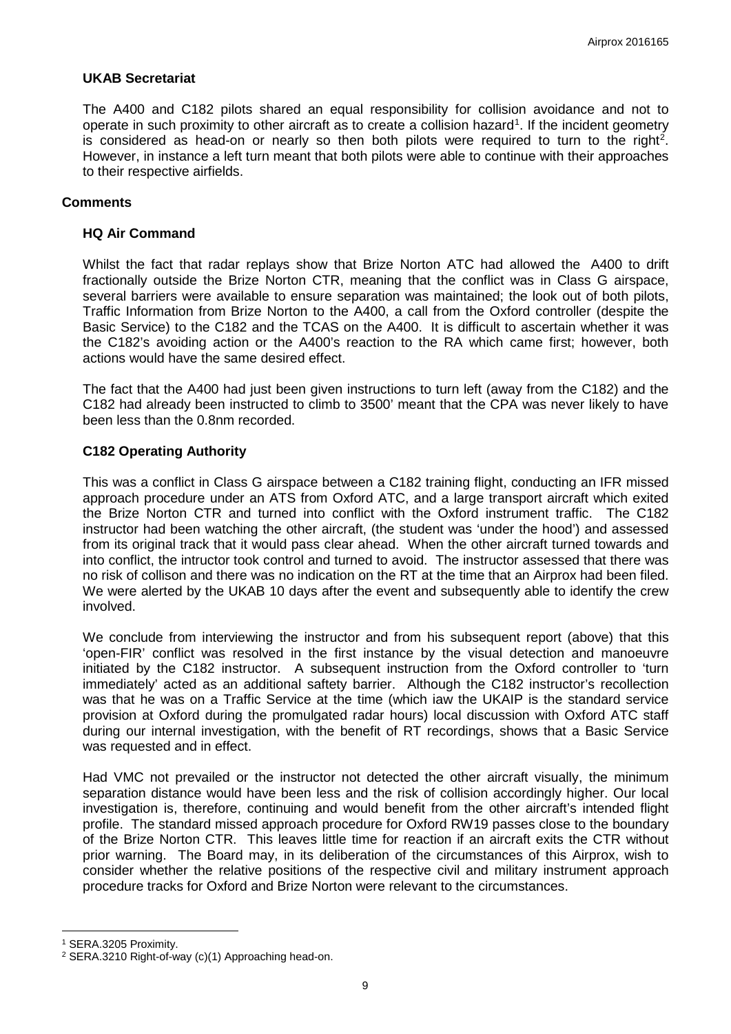### UKAB Secretariat

The A400 and C182 pilots shared an equal responsibility for collision avoidance and not to operate in such proximity to other aircraft as to create a collision hazard[1]. If the incident geometry is considered as head-on or nearly so then both pilots were required to turn to the right[2]. However, in instance a left turn meant that both pilots were able to continue with their approaches to their respective airfields.

## Comments

### HQ Air Command

Whilst the fact that radar replays show that Brize Norton ATC had allowed the A400 to drift fractionally outside the Brize Norton CTR, meaning that the conflict was in Class G airspace, several barriers were available to ensure separation was maintained; the look out of both pilots, Traffic Information from Brize Norton to the A400, a call from the Oxford controller (despite the Basic Service) to the C182 and the TCAS on the A400. It is difficult to ascertain whether it was the C182's avoiding action or the A400's reaction to the RA which came first; however, both actions would have the same desired effect.

The fact that the A400 had just been given instructions to turn left (away from the C182) and the C182 had already been instructed to climb to 3500' meant that the CPA was never likely to have been less than the 0.8nm recorded.

### C182 Operating Authority

This was a conflict in Class G airspace between a C182 training flight, conducting an IFR missed approach procedure under an ATS from Oxford ATC, and a large transport aircraft which exited the Brize Norton CTR and turned into conflict with the Oxford instrument traffic. The C182 instructor had been watching the other aircraft, (the student was 'under the hood') and assessed from its original track that it would pass clear ahead. When the other aircraft turned towards and into conflict, the intructor took control and turned to avoid. The instructor assessed that there was no risk of collison and there was no indication on the RT at the time that an Airprox had been filed. We were alerted by the UKAB 10 days after the event and subsequently able to identify the crew involved.

We conclude from interviewing the instructor and from his subsequent report (above) that this 'open-FIR' conflict was resolved in the first instance by the visual detection and manoeuvre initiated by the C182 instructor. A subsequent instruction from the Oxford controller to 'turn immediately' acted as an additional saftety barrier. Although the C182 instructor's recollection was that he was on a Traffic Service at the time (which iaw the UKAIP is the standard service provision at Oxford during the promulgated radar hours) local discussion with Oxford ATC staff during our internal investigation, with the benefit of RT recordings, shows that a Basic Service was requested and in effect.

Had VMC not prevailed or the instructor not detected the other aircraft visually, the minimum separation distance would have been less and the risk of collision accordingly higher. Our local investigation is, therefore, continuing and would benefit from the other aircraft's intended flight profile. The standard missed approach procedure for Oxford RW19 passes close to the boundary of the Brize Norton CTR. This leaves little time for reaction if an aircraft exits the CTR without prior warning. The Board may, in its deliberation of the circumstances of this Airprox, wish to consider whether the relative positions of the respective civil and military instrument approach procedure tracks for Oxford and Brize Norton were relevant to the circumstances.

---

[1] SERA.3205 Proximity.

[2] SERA.3210 Right-of-way (c)(1) Approaching head-on.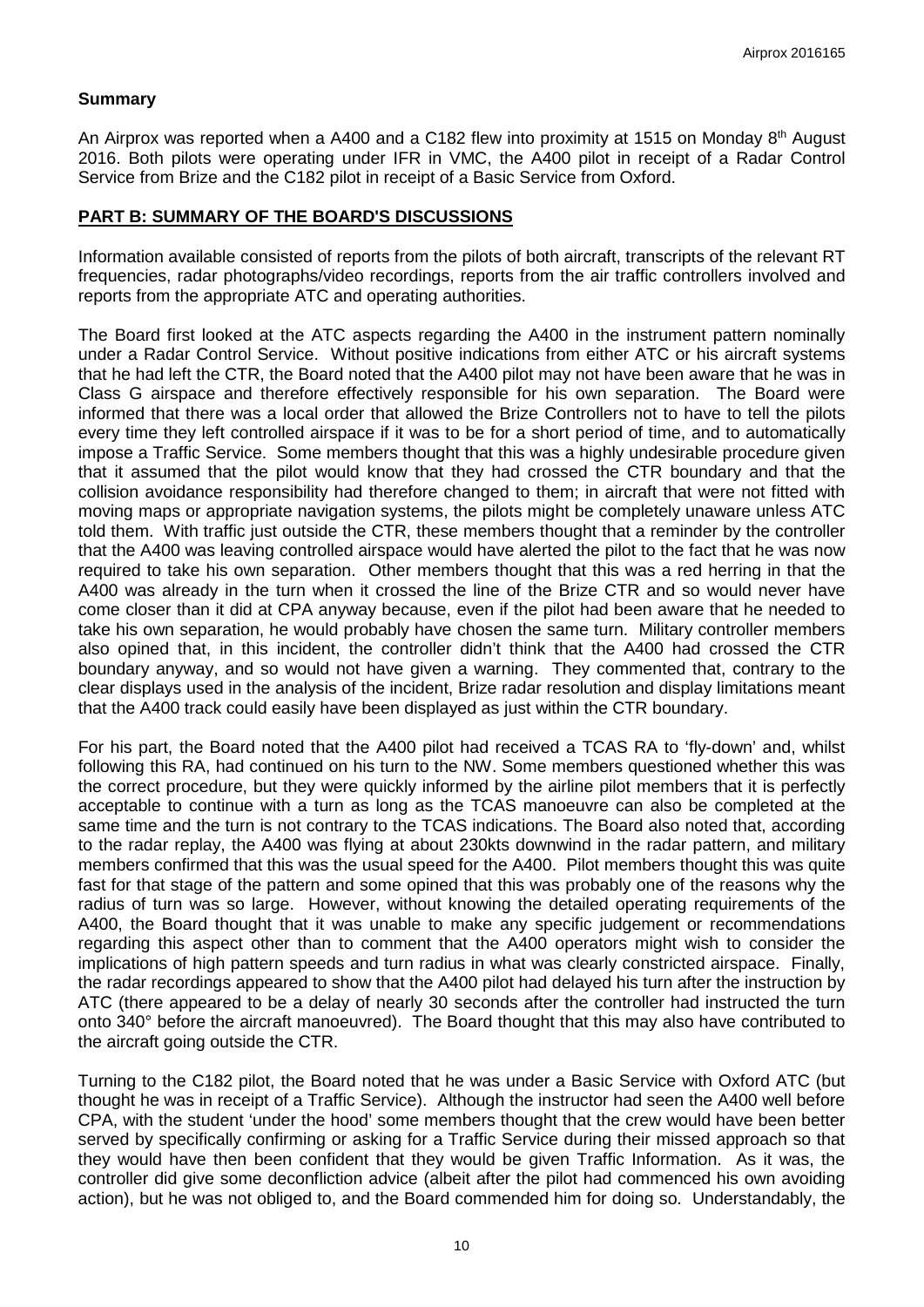## Summary

An Airprox was reported when a A400 and a C182 flew into proximity at 1515 on Monday 8th August 2016. Both pilots were operating under IFR in VMC, the A400 pilot in receipt of a Radar Control Service from Brize and the C182 pilot in receipt of a Basic Service from Oxford.

## PART B: SUMMARY OF THE BOARD'S DISCUSSIONS

Information available consisted of reports from the pilots of both aircraft, transcripts of the relevant RT frequencies, radar photographs/video recordings, reports from the air traffic controllers involved and reports from the appropriate ATC and operating authorities.

The Board first looked at the ATC aspects regarding the A400 in the instrument pattern nominally under a Radar Control Service. Without positive indications from either ATC or his aircraft systems that he had left the CTR, the Board noted that the A400 pilot may not have been aware that he was in Class G airspace and therefore effectively responsible for his own separation. The Board were informed that there was a local order that allowed the Brize Controllers not to have to tell the pilots every time they left controlled airspace if it was to be for a short period of time, and to automatically impose a Traffic Service. Some members thought that this was a highly undesirable procedure given that it assumed that the pilot would know that they had crossed the CTR boundary and that the collision avoidance responsibility had therefore changed to them; in aircraft that were not fitted with moving maps or appropriate navigation systems, the pilots might be completely unaware unless ATC told them. With traffic just outside the CTR, these members thought that a reminder by the controller that the A400 was leaving controlled airspace would have alerted the pilot to the fact that he was now required to take his own separation. Other members thought that this was a red herring in that the A400 was already in the turn when it crossed the line of the Brize CTR and so would never have come closer than it did at CPA anyway because, even if the pilot had been aware that he needed to take his own separation, he would probably have chosen the same turn. Military controller members also opined that, in this incident, the controller didn't think that the A400 had crossed the CTR boundary anyway, and so would not have given a warning. They commented that, contrary to the clear displays used in the analysis of the incident, Brize radar resolution and display limitations meant that the A400 track could easily have been displayed as just within the CTR boundary.

For his part, the Board noted that the A400 pilot had received a TCAS RA to 'fly-down' and, whilst following this RA, had continued on his turn to the NW. Some members questioned whether this was the correct procedure, but they were quickly informed by the airline pilot members that it is perfectly acceptable to continue with a turn as long as the TCAS manoeuvre can also be completed at the same time and the turn is not contrary to the TCAS indications. The Board also noted that, according to the radar replay, the A400 was flying at about 230kts downwind in the radar pattern, and military members confirmed that this was the usual speed for the A400. Pilot members thought this was quite fast for that stage of the pattern and some opined that this was probably one of the reasons why the radius of turn was so large. However, without knowing the detailed operating requirements of the A400, the Board thought that it was unable to make any specific judgement or recommendations regarding this aspect other than to comment that the A400 operators might wish to consider the implications of high pattern speeds and turn radius in what was clearly constricted airspace. Finally, the radar recordings appeared to show that the A400 pilot had delayed his turn after the instruction by ATC (there appeared to be a delay of nearly 30 seconds after the controller had instructed the turn onto 340° before the aircraft manoeuvred). The Board thought that this may also have contributed to the aircraft going outside the CTR.

Turning to the C182 pilot, the Board noted that he was under a Basic Service with Oxford ATC (but thought he was in receipt of a Traffic Service). Although the instructor had seen the A400 well before CPA, with the student 'under the hood' some members thought that the crew would have been better served by specifically confirming or asking for a Traffic Service during their missed approach so that they would have then been confident that they would be given Traffic Information. As it was, the controller did give some deconfliction advice (albeit after the pilot had commenced his own avoiding action), but he was not obliged to, and the Board commended him for doing so. Understandably, the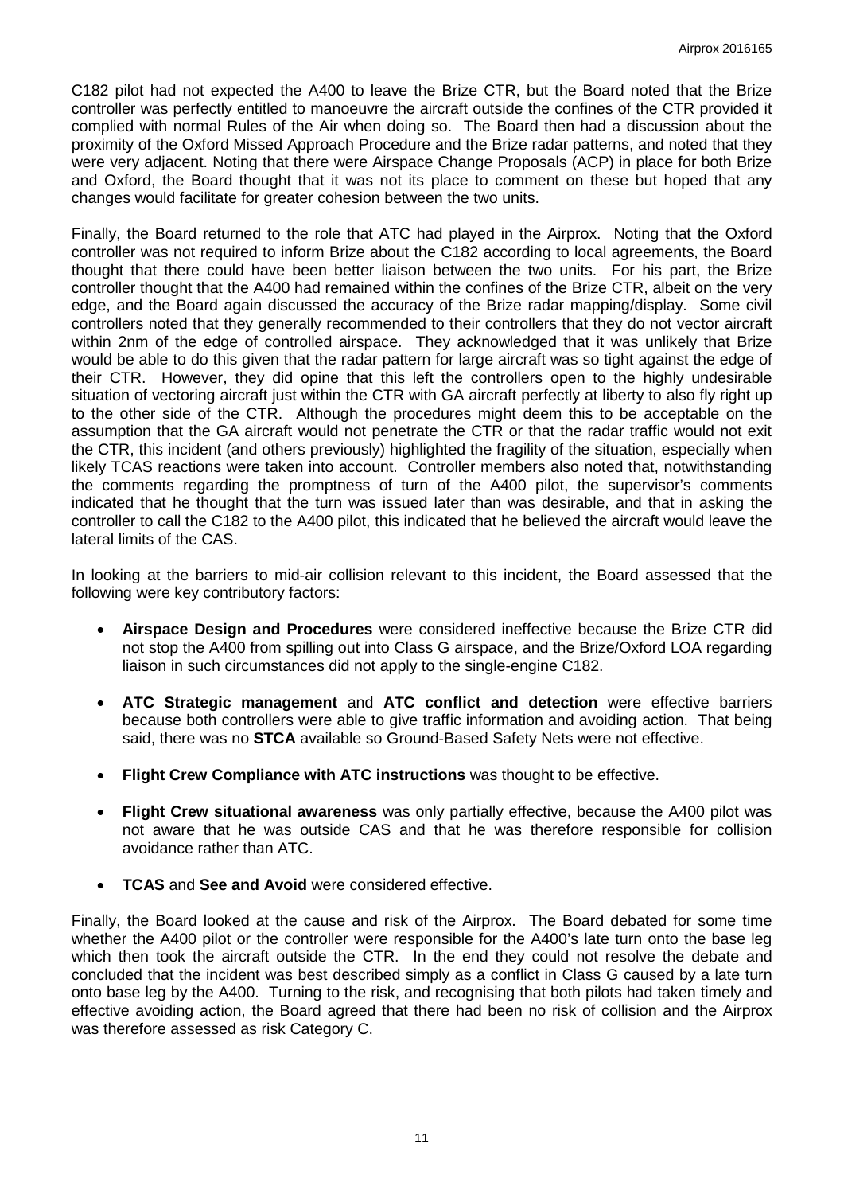C182 pilot had not expected the A400 to leave the Brize CTR, but the Board noted that the Brize controller was perfectly entitled to manoeuvre the aircraft outside the confines of the CTR provided it complied with normal Rules of the Air when doing so. The Board then had a discussion about the proximity of the Oxford Missed Approach Procedure and the Brize radar patterns, and noted that they were very adjacent. Noting that there were Airspace Change Proposals (ACP) in place for both Brize and Oxford, the Board thought that it was not its place to comment on these but hoped that any changes would facilitate for greater cohesion between the two units.

Finally, the Board returned to the role that ATC had played in the Airprox. Noting that the Oxford controller was not required to inform Brize about the C182 according to local agreements, the Board thought that there could have been better liaison between the two units. For his part, the Brize controller thought that the A400 had remained within the confines of the Brize CTR, albeit on the very edge, and the Board again discussed the accuracy of the Brize radar mapping/display. Some civil controllers noted that they generally recommended to their controllers that they do not vector aircraft within 2nm of the edge of controlled airspace. They acknowledged that it was unlikely that Brize would be able to do this given that the radar pattern for large aircraft was so tight against the edge of their CTR. However, they did opine that this left the controllers open to the highly undesirable situation of vectoring aircraft just within the CTR with GA aircraft perfectly at liberty to also fly right up to the other side of the CTR. Although the procedures might deem this to be acceptable on the assumption that the GA aircraft would not penetrate the CTR or that the radar traffic would not exit the CTR, this incident (and others previously) highlighted the fragility of the situation, especially when likely TCAS reactions were taken into account. Controller members also noted that, notwithstanding the comments regarding the promptness of turn of the A400 pilot, the supervisor's comments indicated that he thought that the turn was issued later than was desirable, and that in asking the controller to call the C182 to the A400 pilot, this indicated that he believed the aircraft would leave the lateral limits of the CAS.

In looking at the barriers to mid-air collision relevant to this incident, the Board assessed that the following were key contributory factors:

- **Airspace Design and Procedures** were considered ineffective because the Brize CTR did not stop the A400 from spilling out into Class G airspace, and the Brize/Oxford LOA regarding liaison in such circumstances did not apply to the single-engine C182.
- **ATC Strategic management** and **ATC conflict and detection** were effective barriers because both controllers were able to give traffic information and avoiding action. That being said, there was no **STCA** available so Ground-Based Safety Nets were not effective.
- **Flight Crew Compliance with ATC instructions** was thought to be effective.
- **Flight Crew situational awareness** was only partially effective, because the A400 pilot was not aware that he was outside CAS and that he was therefore responsible for collision avoidance rather than ATC.
- **TCAS** and **See and Avoid** were considered effective.

Finally, the Board looked at the cause and risk of the Airprox. The Board debated for some time whether the A400 pilot or the controller were responsible for the A400's late turn onto the base leg which then took the aircraft outside the CTR. In the end they could not resolve the debate and concluded that the incident was best described simply as a conflict in Class G caused by a late turn onto base leg by the A400. Turning to the risk, and recognising that both pilots had taken timely and effective avoiding action, the Board agreed that there had been no risk of collision and the Airprox was therefore assessed as risk Category C.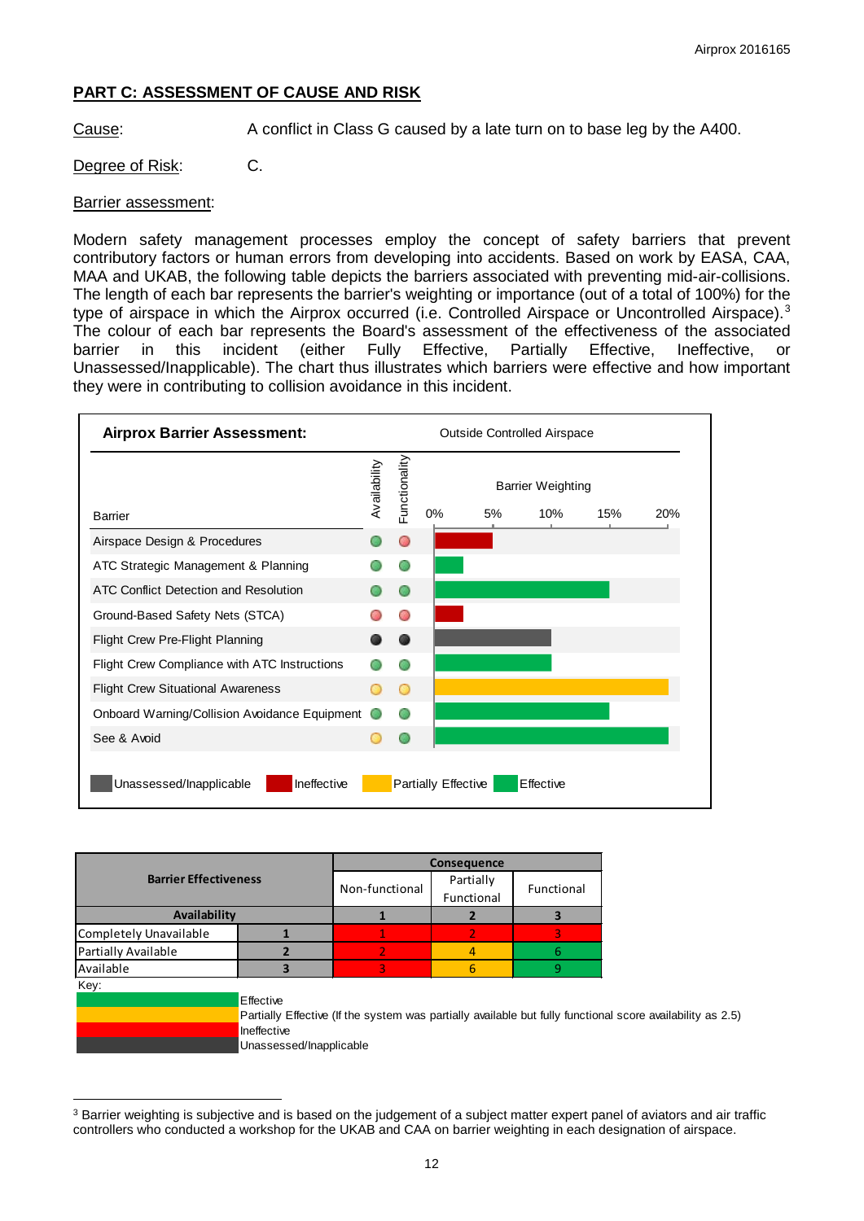## PART C: ASSESSMENT OF CAUSE AND RISK

Cause: A conflict in Class G caused by a late turn on to base leg by the A400.

Degree of Risk: C.

Barrier assessment:

Modern safety management processes employ the concept of safety barriers that prevent contributory factors or human errors from developing into accidents. Based on work by EASA, CAA, MAA and UKAB, the following table depicts the barriers associated with preventing mid-air-collisions. The length of each bar represents the barrier's weighting or importance (out of a total of 100%) for the type of airspace in which the Airprox occurred (i.e. Controlled Airspace or Uncontrolled Airspace).[3] The colour of each bar represents the Board's assessment of the effectiveness of the associated barrier in this incident (either Fully Effective, Partially Effective, Ineffective, or Unassessed/Inapplicable). The chart thus illustrates which barriers were effective and how important they were in contributing to collision avoidance in this incident.

**Airprox Barrier Assessment:** Outside Controlled Airspace

| Barrier | Availability | Functionality | Barrier Weighting (0%–20%) |
|---|---|---|---|
| Airspace Design & Procedures | Effective | Ineffective | Ineffective (~5%) |
| ATC Strategic Management & Planning | Effective | Effective | Effective (~2.5%) |
| ATC Conflict Detection and Resolution | Effective | Effective | Effective (~15%) |
| Ground-Based Safety Nets (STCA) | Ineffective | Ineffective | Ineffective (~2.5%) |
| Flight Crew Pre-Flight Planning | Unassessed/Inapplicable | Unassessed/Inapplicable | Unassessed/Inapplicable (~10%) |
| Flight Crew Compliance with ATC Instructions | Effective | Effective | Effective (~10%) |
| Flight Crew Situational Awareness | Partially Effective | Partially Effective | Partially Effective (~20%) |
| Onboard Warning/Collision Avoidance Equipment | Effective | Effective | Effective (~15%) |
| See & Avoid | Partially Effective | Effective | Effective (~20%) |

Key: Unassessed/Inapplicable; Ineffective; Partially Effective; Effective

| Barrier Effectiveness | | Consequence: Non-functional | Consequence: Partially Functional | Consequence: Functional |
|---|---|---|---|---|
| Availability | | 1 | 2 | 3 |
| Completely Unavailable | 1 | 1 | 2 | 3 |
| Partially Available | 2 | 2 | 4 | 6 |
| Available | 3 | 3 | 6 | 9 |

Key:
- Effective
- Partially Effective (If the system was partially available but fully functional score availability as 2.5)
- Ineffective
- Unassessed/Inapplicable

---

[3] Barrier weighting is subjective and is based on the judgement of a subject matter expert panel of aviators and air traffic controllers who conducted a workshop for the UKAB and CAA on barrier weighting in each designation of airspace.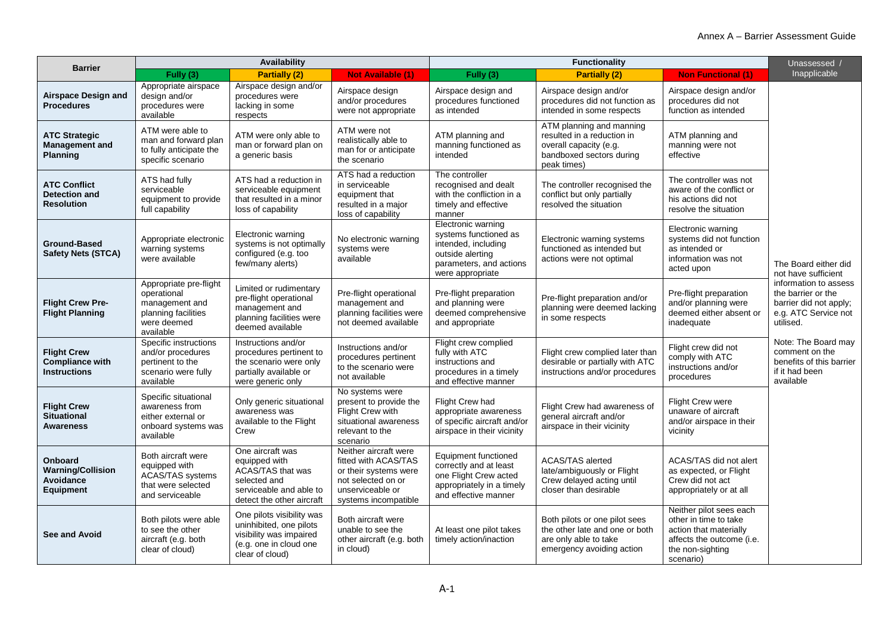Annex A – Barrier Assessment Guide

| Barrier | Availability | | | Functionality | | | Unassessed / Inapplicable |
|---|---|---|---|---|---|---|---|
| | Fully (3) | Partially (2) | Not Available (1) | Fully (3) | Partially (2) | Non Functional (1) | |
| **Airspace Design and Procedures** | Appropriate airspace design and/or procedures were available | Airspace design and/or procedures were lacking in some respects | Airspace design and/or procedures were not appropriate | Airspace design and procedures functioned as intended | Airspace design and/or procedures did not function as intended in some respects | Airspace design and/or procedures did not function as intended | The Board either did not have sufficient information to assess the barrier or the barrier did not apply; e.g. ATC Service not utilised. Note: The Board may comment on the benefits of this barrier if it had been available |
| **ATC Strategic Management and Planning** | ATM were able to man and forward plan to fully anticipate the specific scenario | ATM were only able to man or forward plan on a generic basis | ATM were not realistically able to man for or anticipate the scenario | ATM planning and manning functioned as intended | ATM planning and manning resulted in a reduction in overall capacity (e.g. bandboxed sectors during peak times) | ATM planning and manning were not effective | |
| **ATC Conflict Detection and Resolution** | ATS had fully serviceable equipment to provide full capability | ATS had a reduction in serviceable equipment that resulted in a minor loss of capability | ATS had a reduction in serviceable equipment that resulted in a major loss of capability | The controller recognised and dealt with the confliction in a timely and effective manner | The controller recognised the conflict but only partially resolved the situation | The controller was not aware of the conflict or his actions did not resolve the situation | |
| **Ground-Based Safety Nets (STCA)** | Appropriate electronic warning systems were available | Electronic warning systems is not optimally configured (e.g. too few/many alerts) | No electronic warning systems were available | Electronic warning systems functioned as intended, including outside alerting parameters, and actions were appropriate | Electronic warning systems functioned as intended but actions were not optimal | Electronic warning systems did not function as intended or information was not acted upon | |
| **Flight Crew Pre-Flight Planning** | Appropriate pre-flight operational management and planning facilities were deemed available | Limited or rudimentary pre-flight operational management and planning facilities were deemed available | Pre-flight operational management and planning facilities were not deemed available | Pre-flight preparation and planning were deemed comprehensive and appropriate | Pre-flight preparation and/or planning were deemed lacking in some respects | Pre-flight preparation and/or planning were deemed either absent or inadequate | |
| **Flight Crew Compliance with Instructions** | Specific instructions and/or procedures pertinent to the scenario were fully available | Instructions and/or procedures pertinent to the scenario were only partially available or were generic only | Instructions and/or procedures pertinent to the scenario were not available | Flight crew complied fully with ATC instructions and procedures in a timely and effective manner | Flight crew complied later than desirable or partially with ATC instructions and/or procedures | Flight crew did not comply with ATC instructions and/or procedures | |
| **Flight Crew Situational Awareness** | Specific situational awareness from either external or onboard systems was available | Only generic situational awareness was available to the Flight Crew | No systems were present to provide the Flight Crew with situational awareness relevant to the scenario | Flight Crew had appropriate awareness of specific aircraft and/or airspace in their vicinity | Flight Crew had awareness of general aircraft and/or airspace in their vicinity | Flight Crew were unaware of aircraft and/or airspace in their vicinity | |
| **Onboard Warning/Collision Avoidance Equipment** | Both aircraft were equipped with ACAS/TAS systems that were selected and serviceable | One aircraft was equipped with ACAS/TAS that was selected and serviceable and able to detect the other aircraft | Neither aircraft were fitted with ACAS/TAS or their systems were not selected on or unserviceable or systems incompatible | Equipment functioned correctly and at least one Flight Crew acted appropriately in a timely and effective manner | ACAS/TAS alerted late/ambiguously or Flight Crew delayed acting until closer than desirable | ACAS/TAS did not alert as expected, or Flight Crew did not act appropriately or at all | |
| **See and Avoid** | Both pilots were able to see the other aircraft (e.g. both clear of cloud) | One pilots visibility was uninhibited, one pilots visibility was impaired (e.g. one in cloud one clear of cloud) | Both aircraft were unable to see the other aircraft (e.g. both in cloud) | At least one pilot takes timely action/inaction | Both pilots or one pilot sees the other late and one or both are only able to take emergency avoiding action | Neither pilot sees each other in time to take action that materially affects the outcome (i.e. the non-sighting scenario) | |